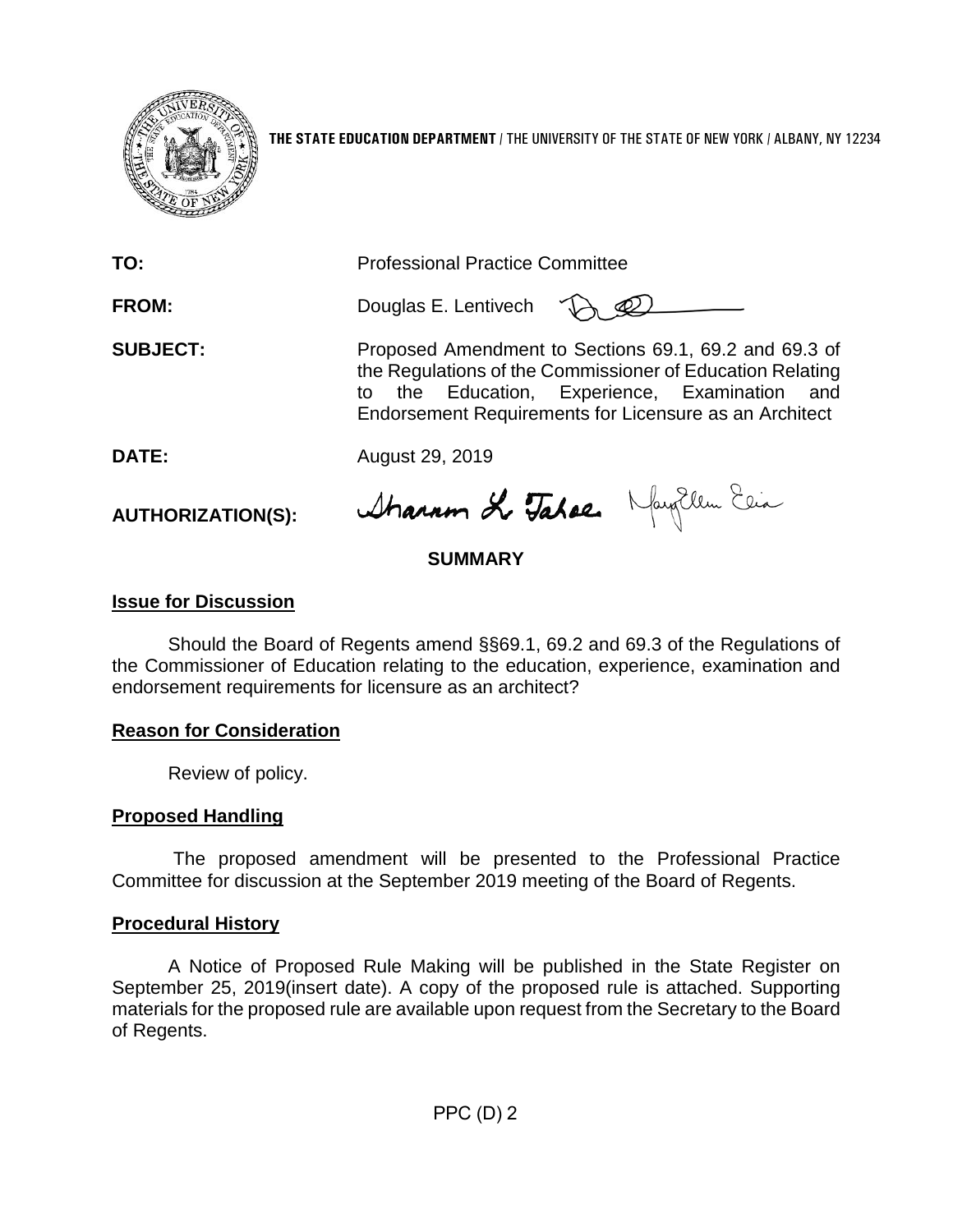**THE STATE EDUCATION DEPARTMENT** / THE UNIVERSITY OF THE STATE OF NEW YORK / ALBANY, NY 12234

**TO:** Professional Practice Committee

**FROM:** Douglas E. Lentivech

**SUBJECT:** Proposed Amendment to Sections 69.1, 69.2 and 69.3 of the Regulations of the Commissioner of Education Relating to the Education, Experience, Examination and Endorsement Requirements for Licensure as an Architect

**DATE:** August 29, 2019

**AUTHORIZATION(S):**

## SUMMARY

### Issue for Discussion

Should the Board of Regents amend §§69.1, 69.2 and 69.3 of the Regulations of the Commissioner of Education relating to the education, experience, examination and endorsement requirements for licensure as an architect?

### Reason for Consideration

Review of policy.

### Proposed Handling

The proposed amendment will be presented to the Professional Practice Committee for discussion at the September 2019 meeting of the Board of Regents.

### Procedural History

A Notice of Proposed Rule Making will be published in the State Register on September 25, 2019(insert date). A copy of the proposed rule is attached. Supporting materials for the proposed rule are available upon request from the Secretary to the Board of Regents.

PPC (D) 2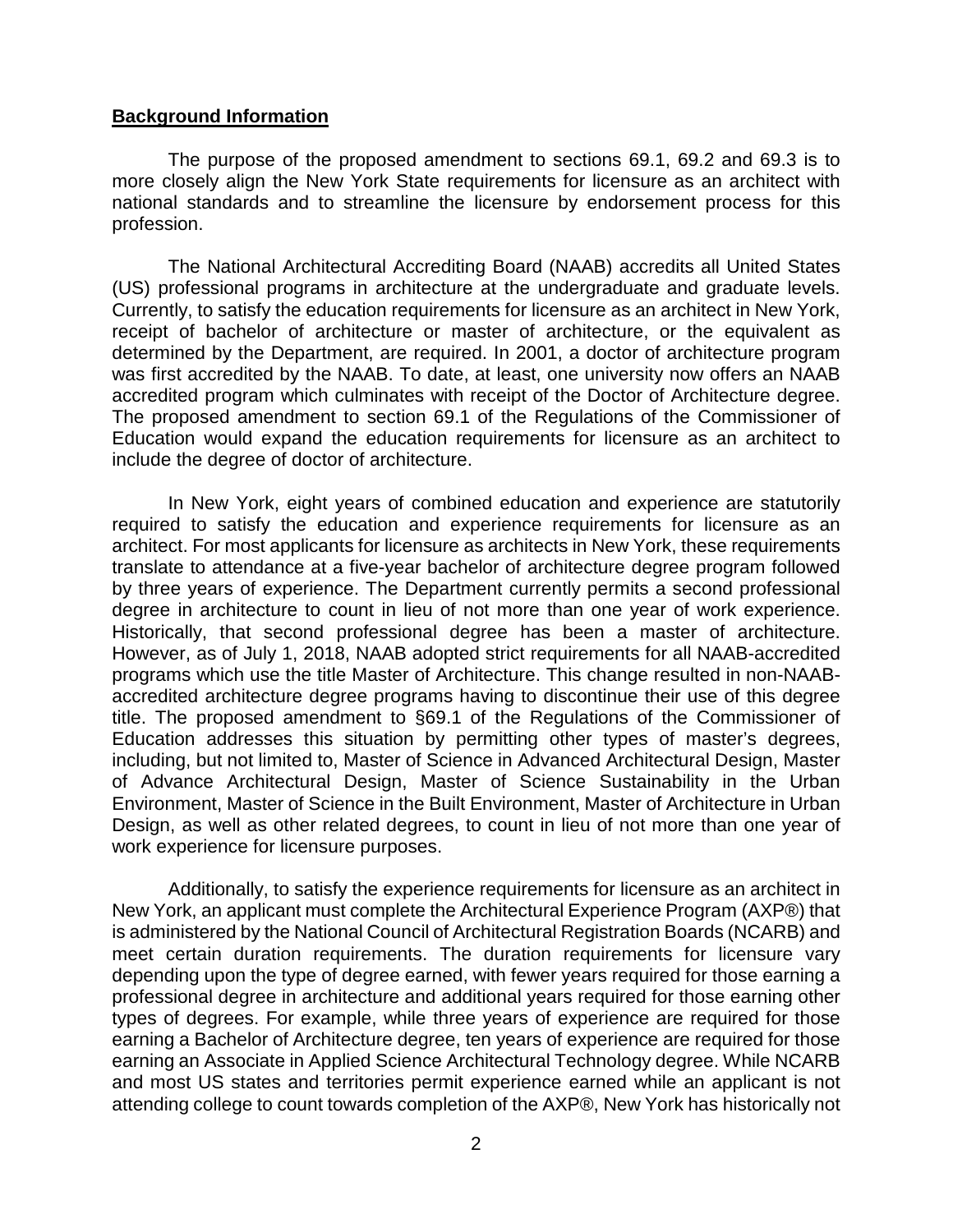## Background Information

The purpose of the proposed amendment to sections 69.1, 69.2 and 69.3 is to more closely align the New York State requirements for licensure as an architect with national standards and to streamline the licensure by endorsement process for this profession.

The National Architectural Accrediting Board (NAAB) accredits all United States (US) professional programs in architecture at the undergraduate and graduate levels. Currently, to satisfy the education requirements for licensure as an architect in New York, receipt of bachelor of architecture or master of architecture, or the equivalent as determined by the Department, are required. In 2001, a doctor of architecture program was first accredited by the NAAB. To date, at least, one university now offers an NAAB accredited program which culminates with receipt of the Doctor of Architecture degree. The proposed amendment to section 69.1 of the Regulations of the Commissioner of Education would expand the education requirements for licensure as an architect to include the degree of doctor of architecture.

In New York, eight years of combined education and experience are statutorily required to satisfy the education and experience requirements for licensure as an architect. For most applicants for licensure as architects in New York, these requirements translate to attendance at a five-year bachelor of architecture degree program followed by three years of experience. The Department currently permits a second professional degree in architecture to count in lieu of not more than one year of work experience. Historically, that second professional degree has been a master of architecture. However, as of July 1, 2018, NAAB adopted strict requirements for all NAAB-accredited programs which use the title Master of Architecture. This change resulted in non-NAAB-accredited architecture degree programs having to discontinue their use of this degree title. The proposed amendment to §69.1 of the Regulations of the Commissioner of Education addresses this situation by permitting other types of master's degrees, including, but not limited to, Master of Science in Advanced Architectural Design, Master of Advance Architectural Design, Master of Science Sustainability in the Urban Environment, Master of Science in the Built Environment, Master of Architecture in Urban Design, as well as other related degrees, to count in lieu of not more than one year of work experience for licensure purposes.

Additionally, to satisfy the experience requirements for licensure as an architect in New York, an applicant must complete the Architectural Experience Program (AXP®) that is administered by the National Council of Architectural Registration Boards (NCARB) and meet certain duration requirements. The duration requirements for licensure vary depending upon the type of degree earned, with fewer years required for those earning a professional degree in architecture and additional years required for those earning other types of degrees. For example, while three years of experience are required for those earning a Bachelor of Architecture degree, ten years of experience are required for those earning an Associate in Applied Science Architectural Technology degree. While NCARB and most US states and territories permit experience earned while an applicant is not attending college to count towards completion of the AXP®, New York has historically not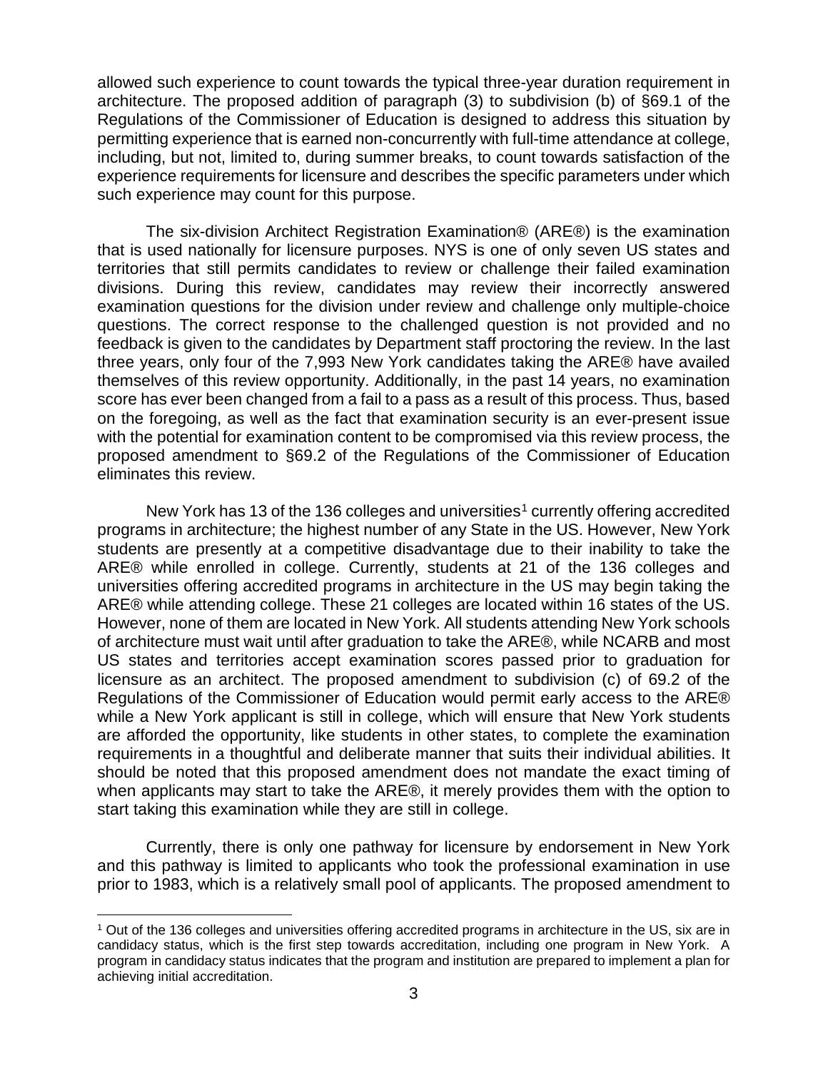allowed such experience to count towards the typical three-year duration requirement in architecture. The proposed addition of paragraph (3) to subdivision (b) of §69.1 of the Regulations of the Commissioner of Education is designed to address this situation by permitting experience that is earned non-concurrently with full-time attendance at college, including, but not, limited to, during summer breaks, to count towards satisfaction of the experience requirements for licensure and describes the specific parameters under which such experience may count for this purpose.

The six-division Architect Registration Examination® (ARE®) is the examination that is used nationally for licensure purposes. NYS is one of only seven US states and territories that still permits candidates to review or challenge their failed examination divisions. During this review, candidates may review their incorrectly answered examination questions for the division under review and challenge only multiple-choice questions. The correct response to the challenged question is not provided and no feedback is given to the candidates by Department staff proctoring the review. In the last three years, only four of the 7,993 New York candidates taking the ARE® have availed themselves of this review opportunity. Additionally, in the past 14 years, no examination score has ever been changed from a fail to a pass as a result of this process. Thus, based on the foregoing, as well as the fact that examination security is an ever-present issue with the potential for examination content to be compromised via this review process, the proposed amendment to §69.2 of the Regulations of the Commissioner of Education eliminates this review.

New York has 13 of the 136 colleges and universities[1] currently offering accredited programs in architecture; the highest number of any State in the US. However, New York students are presently at a competitive disadvantage due to their inability to take the ARE® while enrolled in college. Currently, students at 21 of the 136 colleges and universities offering accredited programs in architecture in the US may begin taking the ARE® while attending college. These 21 colleges are located within 16 states of the US. However, none of them are located in New York. All students attending New York schools of architecture must wait until after graduation to take the ARE®, while NCARB and most US states and territories accept examination scores passed prior to graduation for licensure as an architect. The proposed amendment to subdivision (c) of 69.2 of the Regulations of the Commissioner of Education would permit early access to the ARE® while a New York applicant is still in college, which will ensure that New York students are afforded the opportunity, like students in other states, to complete the examination requirements in a thoughtful and deliberate manner that suits their individual abilities. It should be noted that this proposed amendment does not mandate the exact timing of when applicants may start to take the ARE®, it merely provides them with the option to start taking this examination while they are still in college.

Currently, there is only one pathway for licensure by endorsement in New York and this pathway is limited to applicants who took the professional examination in use prior to 1983, which is a relatively small pool of applicants. The proposed amendment to

[1] Out of the 136 colleges and universities offering accredited programs in architecture in the US, six are in candidacy status, which is the first step towards accreditation, including one program in New York. A program in candidacy status indicates that the program and institution are prepared to implement a plan for achieving initial accreditation.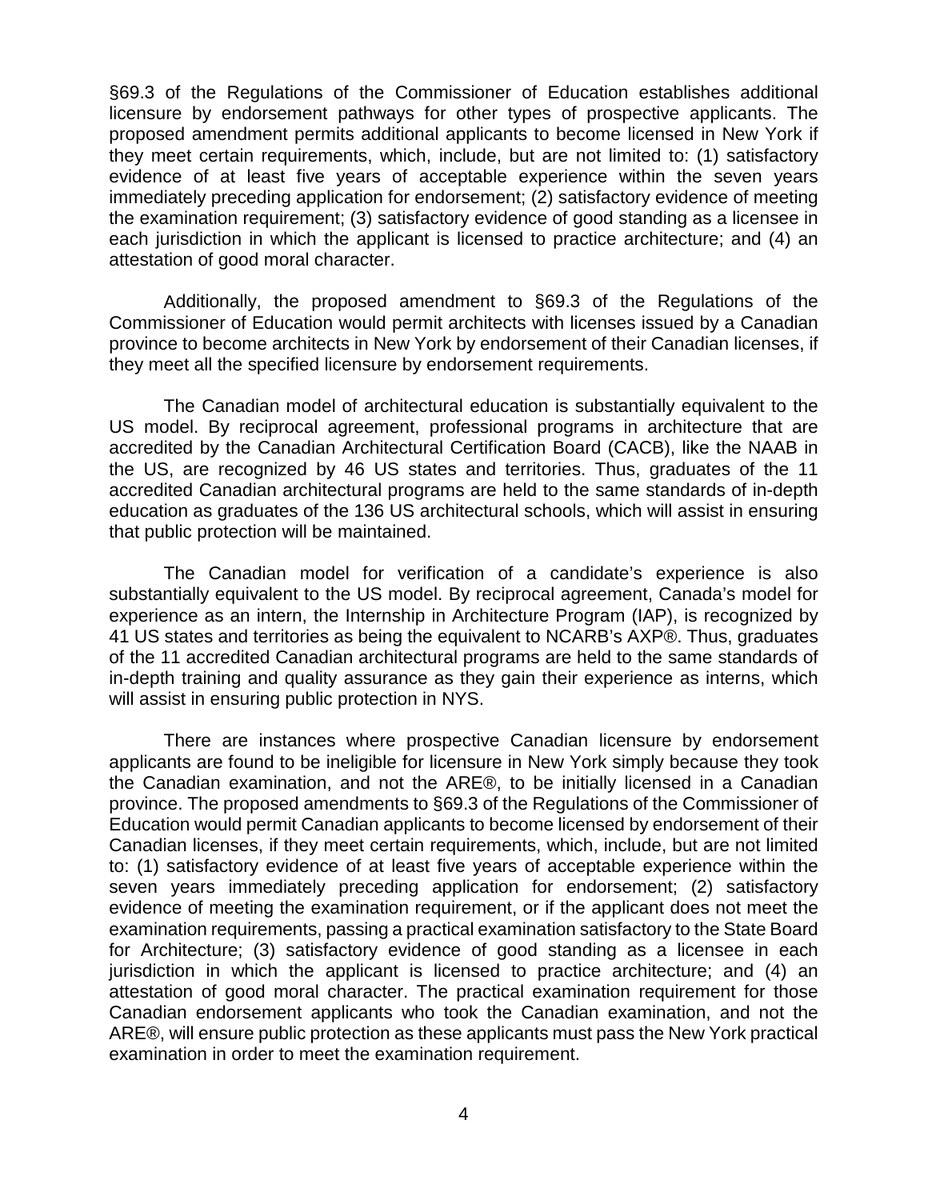§69.3 of the Regulations of the Commissioner of Education establishes additional licensure by endorsement pathways for other types of prospective applicants. The proposed amendment permits additional applicants to become licensed in New York if they meet certain requirements, which, include, but are not limited to: (1) satisfactory evidence of at least five years of acceptable experience within the seven years immediately preceding application for endorsement; (2) satisfactory evidence of meeting the examination requirement; (3) satisfactory evidence of good standing as a licensee in each jurisdiction in which the applicant is licensed to practice architecture; and (4) an attestation of good moral character.

Additionally, the proposed amendment to §69.3 of the Regulations of the Commissioner of Education would permit architects with licenses issued by a Canadian province to become architects in New York by endorsement of their Canadian licenses, if they meet all the specified licensure by endorsement requirements.

The Canadian model of architectural education is substantially equivalent to the US model. By reciprocal agreement, professional programs in architecture that are accredited by the Canadian Architectural Certification Board (CACB), like the NAAB in the US, are recognized by 46 US states and territories. Thus, graduates of the 11 accredited Canadian architectural programs are held to the same standards of in-depth education as graduates of the 136 US architectural schools, which will assist in ensuring that public protection will be maintained.

The Canadian model for verification of a candidate's experience is also substantially equivalent to the US model. By reciprocal agreement, Canada's model for experience as an intern, the Internship in Architecture Program (IAP), is recognized by 41 US states and territories as being the equivalent to NCARB's AXP®. Thus, graduates of the 11 accredited Canadian architectural programs are held to the same standards of in-depth training and quality assurance as they gain their experience as interns, which will assist in ensuring public protection in NYS.

There are instances where prospective Canadian licensure by endorsement applicants are found to be ineligible for licensure in New York simply because they took the Canadian examination, and not the ARE®, to be initially licensed in a Canadian province. The proposed amendments to §69.3 of the Regulations of the Commissioner of Education would permit Canadian applicants to become licensed by endorsement of their Canadian licenses, if they meet certain requirements, which, include, but are not limited to: (1) satisfactory evidence of at least five years of acceptable experience within the seven years immediately preceding application for endorsement; (2) satisfactory evidence of meeting the examination requirement, or if the applicant does not meet the examination requirements, passing a practical examination satisfactory to the State Board for Architecture; (3) satisfactory evidence of good standing as a licensee in each jurisdiction in which the applicant is licensed to practice architecture; and (4) an attestation of good moral character. The practical examination requirement for those Canadian endorsement applicants who took the Canadian examination, and not the ARE®, will ensure public protection as these applicants must pass the New York practical examination in order to meet the examination requirement.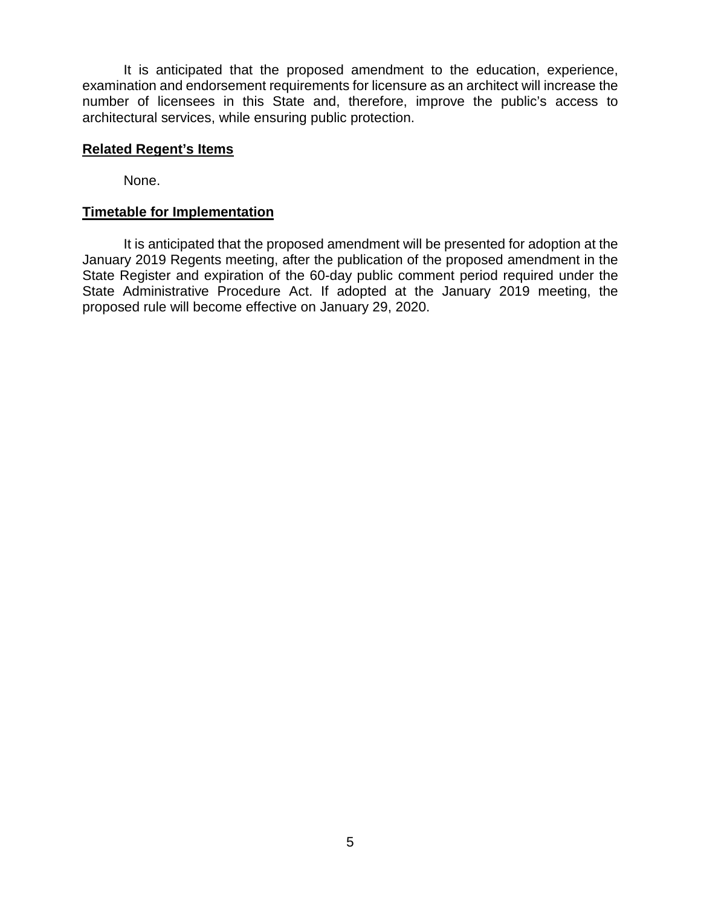It is anticipated that the proposed amendment to the education, experience, examination and endorsement requirements for licensure as an architect will increase the number of licensees in this State and, therefore, improve the public's access to architectural services, while ensuring public protection.

**Related Regent's Items**

None.

**Timetable for Implementation**

It is anticipated that the proposed amendment will be presented for adoption at the January 2019 Regents meeting, after the publication of the proposed amendment in the State Register and expiration of the 60-day public comment period required under the State Administrative Procedure Act. If adopted at the January 2019 meeting, the proposed rule will become effective on January 29, 2020.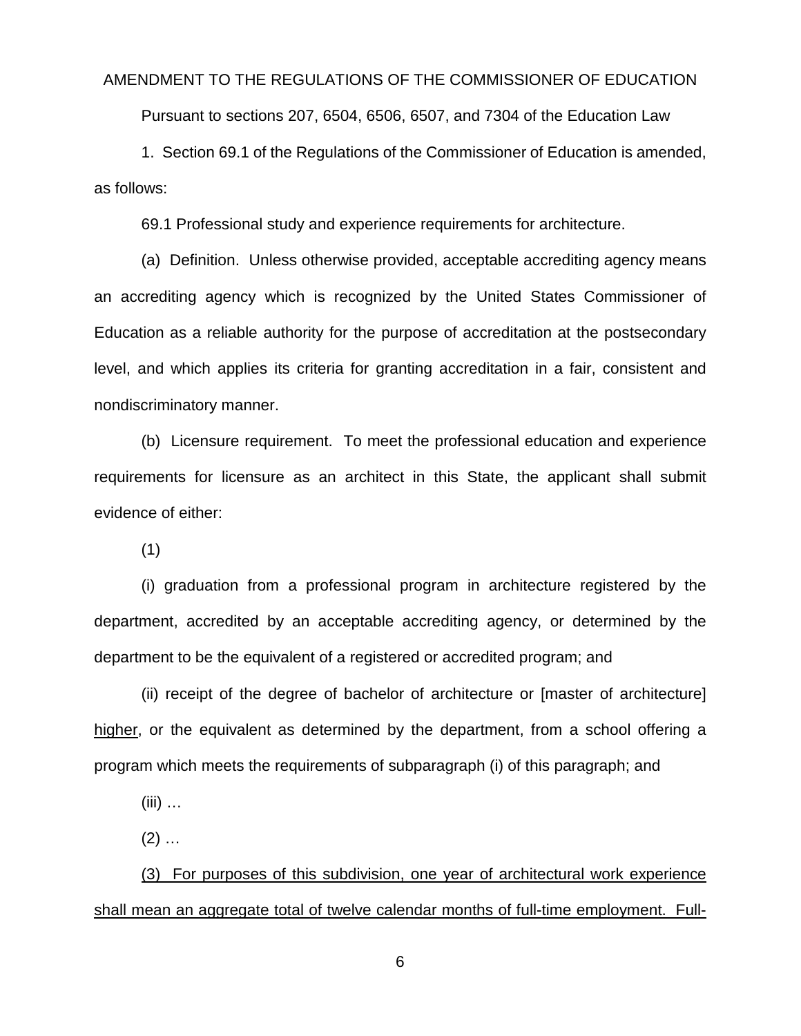AMENDMENT TO THE REGULATIONS OF THE COMMISSIONER OF EDUCATION

Pursuant to sections 207, 6504, 6506, 6507, and 7304 of the Education Law

1. Section 69.1 of the Regulations of the Commissioner of Education is amended, as follows:

69.1 Professional study and experience requirements for architecture.

(a) Definition. Unless otherwise provided, acceptable accrediting agency means an accrediting agency which is recognized by the United States Commissioner of Education as a reliable authority for the purpose of accreditation at the postsecondary level, and which applies its criteria for granting accreditation in a fair, consistent and nondiscriminatory manner.

(b) Licensure requirement. To meet the professional education and experience requirements for licensure as an architect in this State, the applicant shall submit evidence of either:

(1)

(i) graduation from a professional program in architecture registered by the department, accredited by an acceptable accrediting agency, or determined by the department to be the equivalent of a registered or accredited program; and

(ii) receipt of the degree of bachelor of architecture or [master of architecture] <u>higher</u>, or the equivalent as determined by the department, from a school offering a program which meets the requirements of subparagraph (i) of this paragraph; and

(iii) …

(2) …

<u>(3) For purposes of this subdivision, one year of architectural work experience shall mean an aggregate total of twelve calendar months of full-time employment. Full-</u>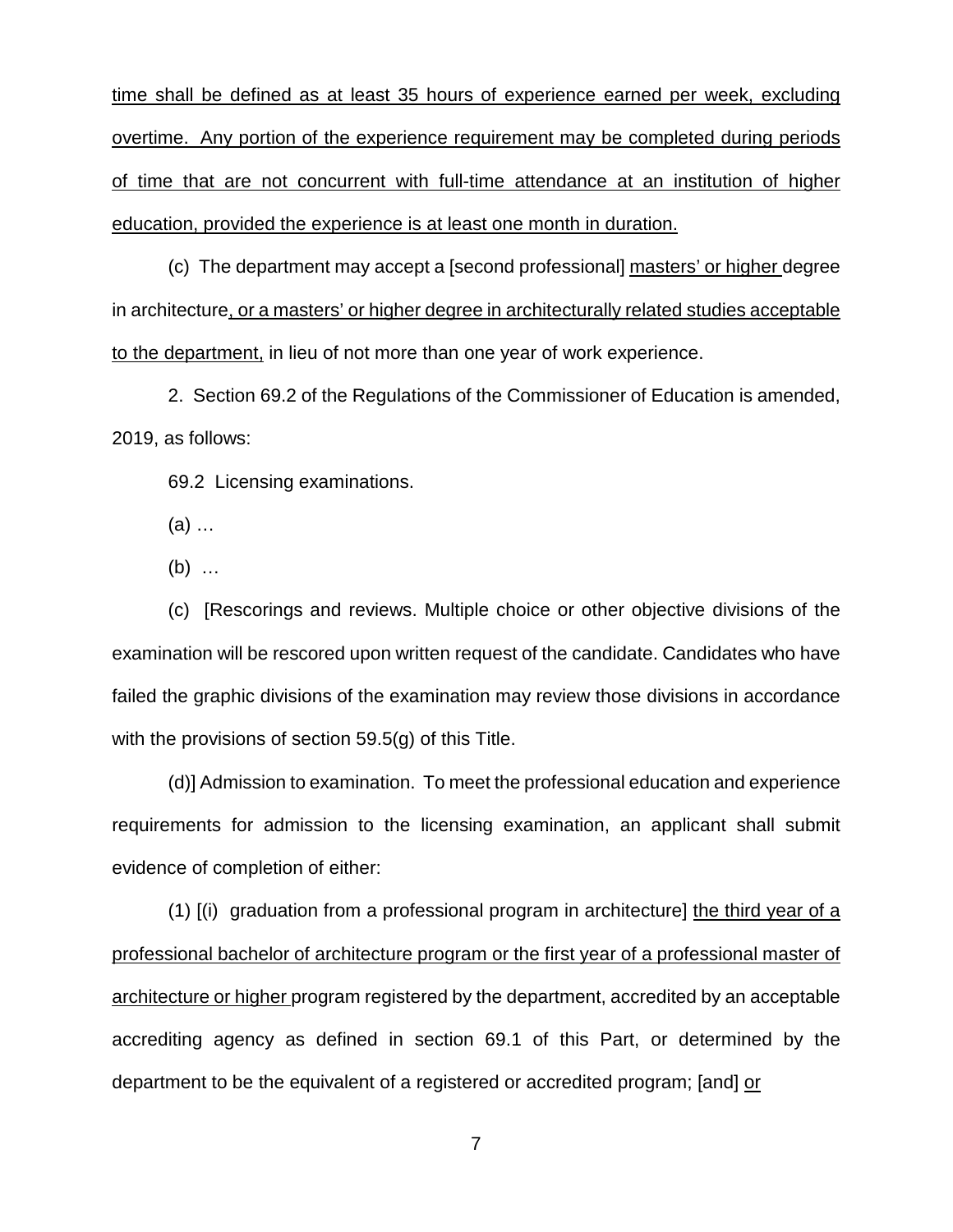time shall be defined as at least 35 hours of experience earned per week, excluding overtime. Any portion of the experience requirement may be completed during periods of time that are not concurrent with full-time attendance at an institution of higher education, provided the experience is at least one month in duration.

(c) The department may accept a [second professional] masters' or higher degree in architecture, or a masters' or higher degree in architecturally related studies acceptable to the department, in lieu of not more than one year of work experience.

2. Section 69.2 of the Regulations of the Commissioner of Education is amended, 2019, as follows:

69.2 Licensing examinations.

(a) …

(b) …

(c) [Rescorings and reviews. Multiple choice or other objective divisions of the examination will be rescored upon written request of the candidate. Candidates who have failed the graphic divisions of the examination may review those divisions in accordance with the provisions of section 59.5(g) of this Title.

(d)] Admission to examination. To meet the professional education and experience requirements for admission to the licensing examination, an applicant shall submit evidence of completion of either:

(1) [(i) graduation from a professional program in architecture] the third year of a professional bachelor of architecture program or the first year of a professional master of architecture or higher program registered by the department, accredited by an acceptable accrediting agency as defined in section 69.1 of this Part, or determined by the department to be the equivalent of a registered or accredited program; [and] or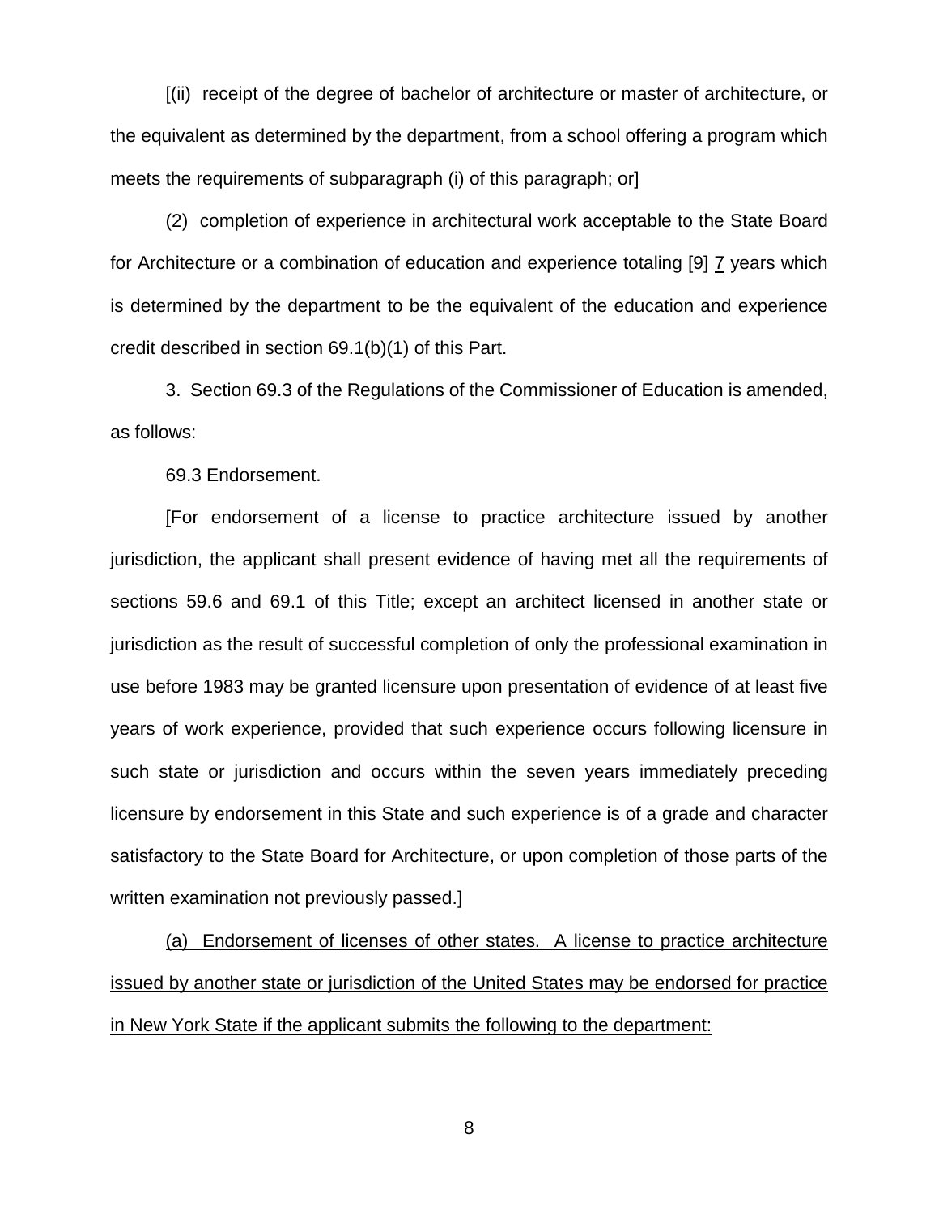[(ii) receipt of the degree of bachelor of architecture or master of architecture, or the equivalent as determined by the department, from a school offering a program which meets the requirements of subparagraph (i) of this paragraph; or]

(2) completion of experience in architectural work acceptable to the State Board for Architecture or a combination of education and experience totaling [9] <u>7</u> years which is determined by the department to be the equivalent of the education and experience credit described in section 69.1(b)(1) of this Part.

3. Section 69.3 of the Regulations of the Commissioner of Education is amended, as follows:

69.3 Endorsement.

[For endorsement of a license to practice architecture issued by another jurisdiction, the applicant shall present evidence of having met all the requirements of sections 59.6 and 69.1 of this Title; except an architect licensed in another state or jurisdiction as the result of successful completion of only the professional examination in use before 1983 may be granted licensure upon presentation of evidence of at least five years of work experience, provided that such experience occurs following licensure in such state or jurisdiction and occurs within the seven years immediately preceding licensure by endorsement in this State and such experience is of a grade and character satisfactory to the State Board for Architecture, or upon completion of those parts of the written examination not previously passed.]

<u>(a) Endorsement of licenses of other states. A license to practice architecture issued by another state or jurisdiction of the United States may be endorsed for practice in New York State if the applicant submits the following to the department:</u>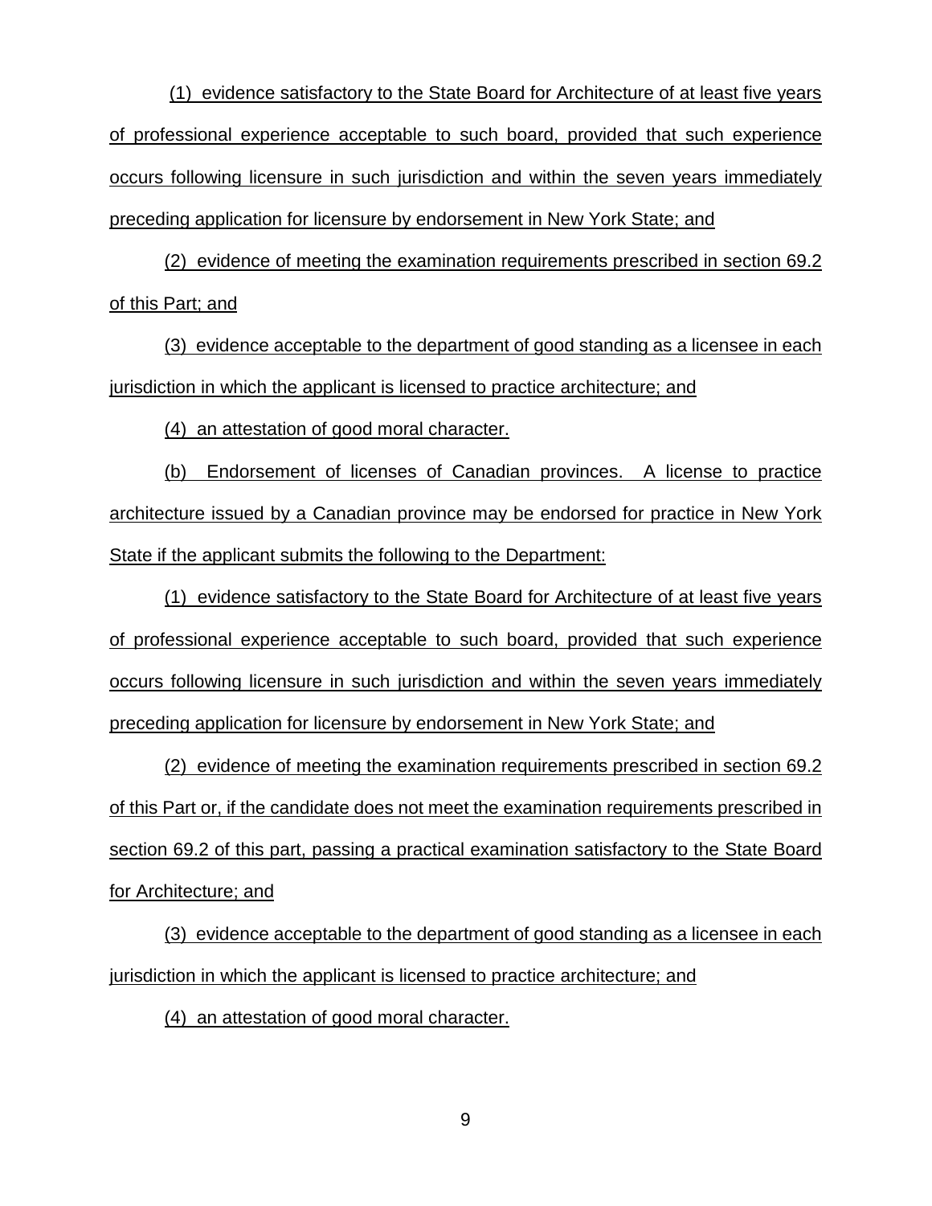(1) evidence satisfactory to the State Board for Architecture of at least five years of professional experience acceptable to such board, provided that such experience occurs following licensure in such jurisdiction and within the seven years immediately preceding application for licensure by endorsement in New York State; and

(2) evidence of meeting the examination requirements prescribed in section 69.2 of this Part; and

(3) evidence acceptable to the department of good standing as a licensee in each jurisdiction in which the applicant is licensed to practice architecture; and

(4) an attestation of good moral character.

(b) Endorsement of licenses of Canadian provinces. A license to practice architecture issued by a Canadian province may be endorsed for practice in New York State if the applicant submits the following to the Department:

(1) evidence satisfactory to the State Board for Architecture of at least five years of professional experience acceptable to such board, provided that such experience occurs following licensure in such jurisdiction and within the seven years immediately preceding application for licensure by endorsement in New York State; and

(2) evidence of meeting the examination requirements prescribed in section 69.2 of this Part or, if the candidate does not meet the examination requirements prescribed in section 69.2 of this part, passing a practical examination satisfactory to the State Board for Architecture; and

(3) evidence acceptable to the department of good standing as a licensee in each jurisdiction in which the applicant is licensed to practice architecture; and

(4) an attestation of good moral character.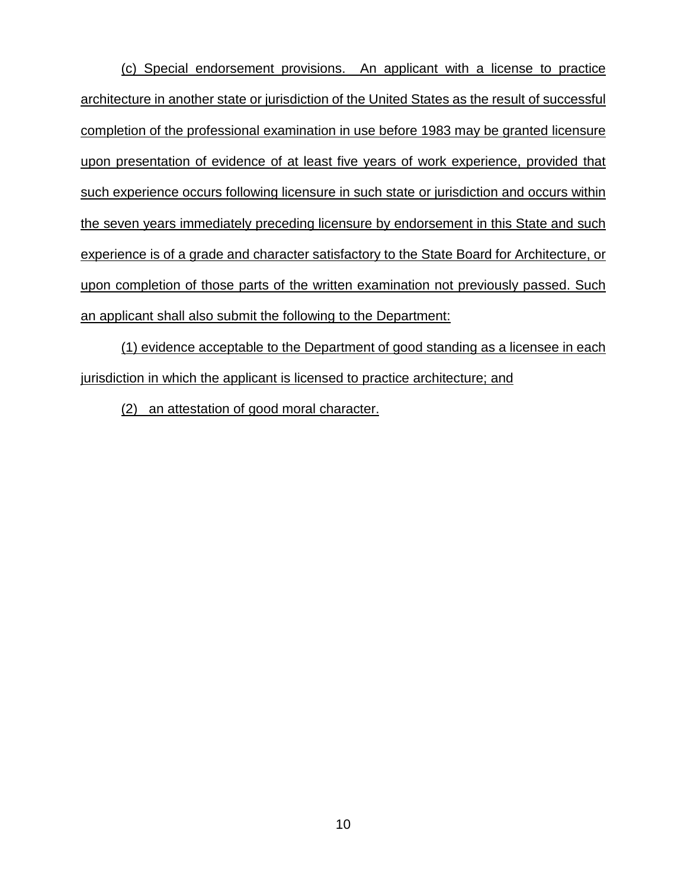(c) Special endorsement provisions. An applicant with a license to practice architecture in another state or jurisdiction of the United States as the result of successful completion of the professional examination in use before 1983 may be granted licensure upon presentation of evidence of at least five years of work experience, provided that such experience occurs following licensure in such state or jurisdiction and occurs within the seven years immediately preceding licensure by endorsement in this State and such experience is of a grade and character satisfactory to the State Board for Architecture, or upon completion of those parts of the written examination not previously passed. Such an applicant shall also submit the following to the Department:

(1) evidence acceptable to the Department of good standing as a licensee in each jurisdiction in which the applicant is licensed to practice architecture; and

(2) an attestation of good moral character.